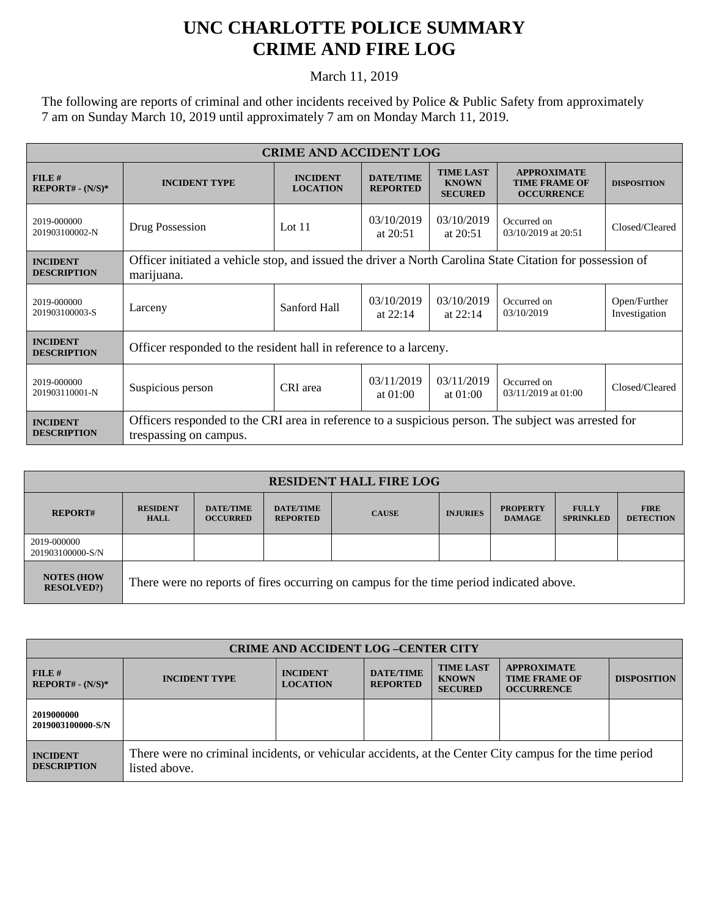# UNC CHARLOTTE POLICE SUMMARY
# CRIME AND FIRE LOG

March 11, 2019

The following are reports of criminal and other incidents received by Police & Public Safety from approximately 7 am on Sunday March 10, 2019 until approximately 7 am on Monday March 11, 2019.

| CRIME AND ACCIDENT LOG | | | | | | |
|---|---|---|---|---|---|---|
| **FILE # REPORT# - (N/S)*** | **INCIDENT TYPE** | **INCIDENT LOCATION** | **DATE/TIME REPORTED** | **TIME LAST KNOWN SECURED** | **APPROXIMATE TIME FRAME OF OCCURRENCE** | **DISPOSITION** |
| 2019-000000 201903100002-N | Drug Possession | Lot 11 | 03/10/2019 at 20:51 | 03/10/2019 at 20:51 | Occurred on 03/10/2019 at 20:51 | Closed/Cleared |
| **INCIDENT DESCRIPTION** | Officer initiated a vehicle stop, and issued the driver a North Carolina State Citation for possession of marijuana. | | | | | |
| 2019-000000 201903100003-S | Larceny | Sanford Hall | 03/10/2019 at 22:14 | 03/10/2019 at 22:14 | Occurred on 03/10/2019 | Open/Further Investigation |
| **INCIDENT DESCRIPTION** | Officer responded to the resident hall in reference to a larceny. | | | | | |
| 2019-000000 201903110001-N | Suspicious person | CRI area | 03/11/2019 at 01:00 | 03/11/2019 at 01:00 | Occurred on 03/11/2019 at 01:00 | Closed/Cleared |
| **INCIDENT DESCRIPTION** | Officers responded to the CRI area in reference to a suspicious person. The subject was arrested for trespassing on campus. | | | | | |

| RESIDENT HALL FIRE LOG | | | | | | | | |
|---|---|---|---|---|---|---|---|---|
| **REPORT#** | **RESIDENT HALL** | **DATE/TIME OCCURRED** | **DATE/TIME REPORTED** | **CAUSE** | **INJURIES** | **PROPERTY DAMAGE** | **FULLY SPRINKLED** | **FIRE DETECTION** |
| 2019-000000 201903100000-S/N | | | | | | | | |
| **NOTES (HOW RESOLVED?)** | There were no reports of fires occurring on campus for the time period indicated above. | | | | | | | |

| CRIME AND ACCIDENT LOG –CENTER CITY | | | | | | |
|---|---|---|---|---|---|---|
| **FILE # REPORT# - (N/S)*** | **INCIDENT TYPE** | **INCIDENT LOCATION** | **DATE/TIME REPORTED** | **TIME LAST KNOWN SECURED** | **APPROXIMATE TIME FRAME OF OCCURRENCE** | **DISPOSITION** |
| **2019000000 2019003100000-S/N** | | | | | | |
| **INCIDENT DESCRIPTION** | There were no criminal incidents, or vehicular accidents, at the Center City campus for the time period listed above. | | | | | |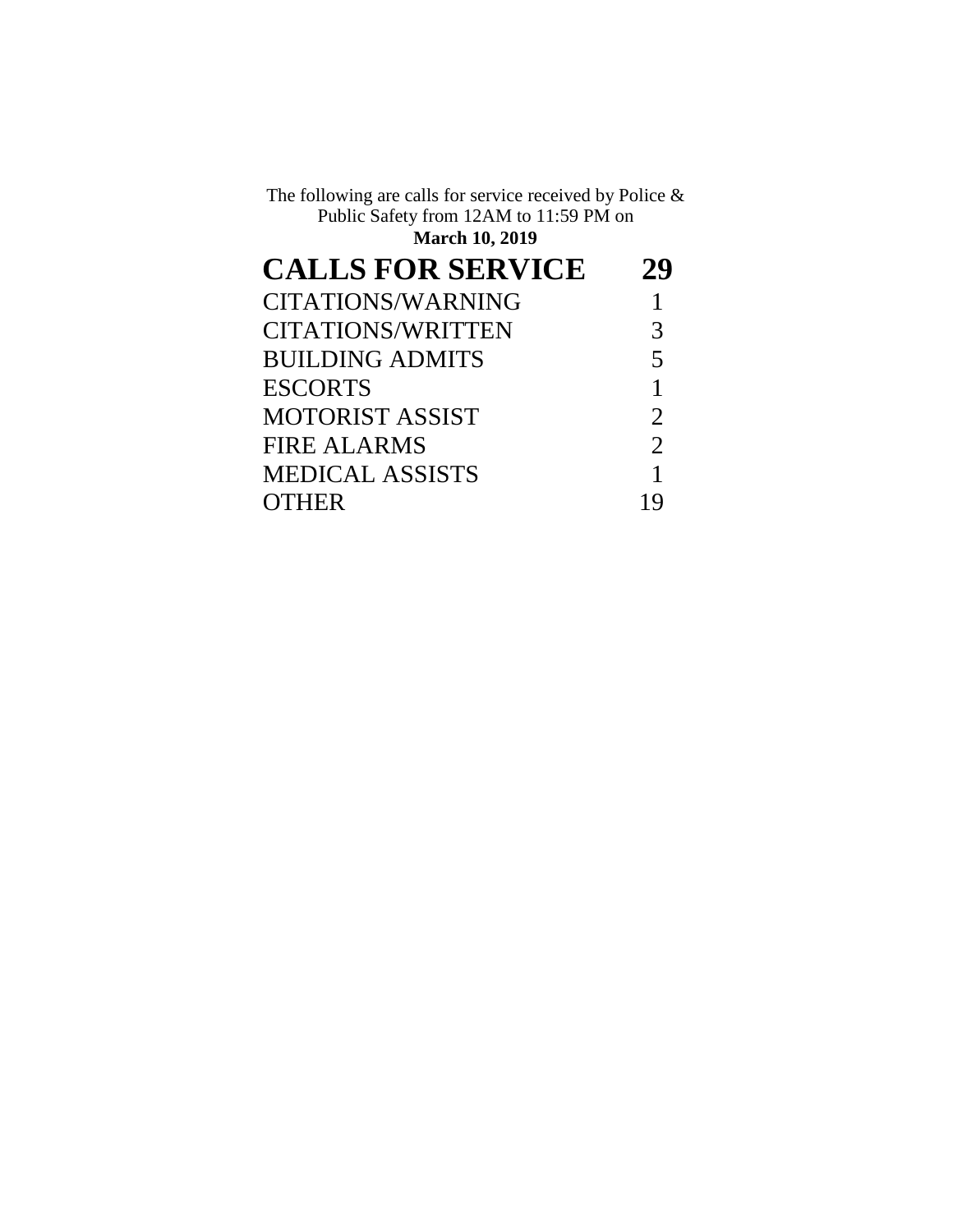The following are calls for service received by Police & Public Safety from 12AM to 11:59 PM on

**March 10, 2019**

| | |
|---|---|
| **CALLS FOR SERVICE** | **29** |
| CITATIONS/WARNING | 1 |
| CITATIONS/WRITTEN | 3 |
| BUILDING ADMITS | 5 |
| ESCORTS | 1 |
| MOTORIST ASSIST | 2 |
| FIRE ALARMS | 2 |
| MEDICAL ASSISTS | 1 |
| OTHER | 19 |